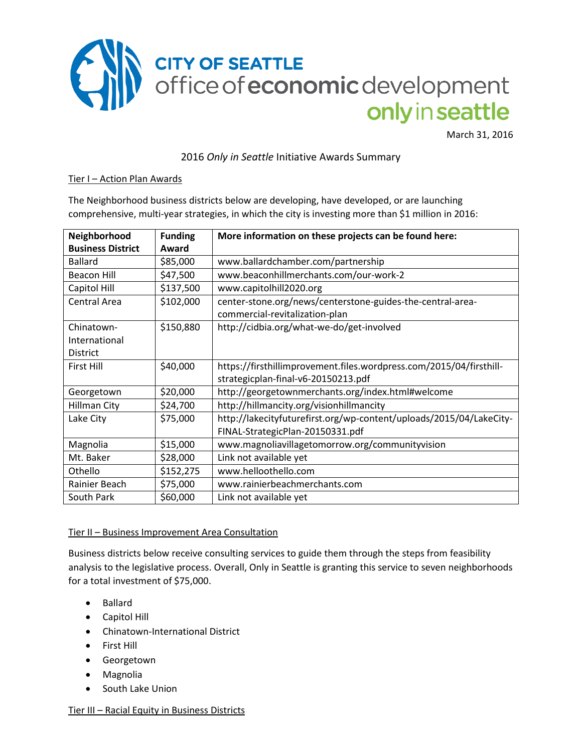**CITY OF SEATTLE**
office of **economic** development
**only in seattle**

March 31, 2016

2016 *Only in Seattle* Initiative Awards Summary

Tier I – Action Plan Awards

The Neighborhood business districts below are developing, have developed, or are launching comprehensive, multi-year strategies, in which the city is investing more than $1 million in 2016:

| Neighborhood Business District | Funding Award | More information on these projects can be found here: |
| --- | --- | --- |
| Ballard | $85,000 | www.ballardchamber.com/partnership |
| Beacon Hill | $47,500 | www.beaconhillmerchants.com/our-work-2 |
| Capitol Hill | $137,500 | www.capitolhill2020.org |
| Central Area | $102,000 | center-stone.org/news/centerstone-guides-the-central-area-commercial-revitalization-plan |
| Chinatown-International District | $150,880 | http://cidbia.org/what-we-do/get-involved |
| First Hill | $40,000 | https://firsthillimprovement.files.wordpress.com/2015/04/firsthill-strategicplan-final-v6-20150213.pdf |
| Georgetown | $20,000 | http://georgetownmerchants.org/index.html#welcome |
| Hillman City | $24,700 | http://hillmancity.org/visionhillmancity |
| Lake City | $75,000 | http://lakecityfuturefirst.org/wp-content/uploads/2015/04/LakeCity-FINAL-StrategicPlan-20150331.pdf |
| Magnolia | $15,000 | www.magnoliavillagetomorrow.org/communityvision |
| Mt. Baker | $28,000 | Link not available yet |
| Othello | $152,275 | www.helloothello.com |
| Rainier Beach | $75,000 | www.rainierbeachmerchants.com |
| South Park | $60,000 | Link not available yet |

Tier II – Business Improvement Area Consultation

Business districts below receive consulting services to guide them through the steps from feasibility analysis to the legislative process. Overall, Only in Seattle is granting this service to seven neighborhoods for a total investment of $75,000.

- Ballard
- Capitol Hill
- Chinatown-International District
- First Hill
- Georgetown
- Magnolia
- South Lake Union

Tier III – Racial Equity in Business Districts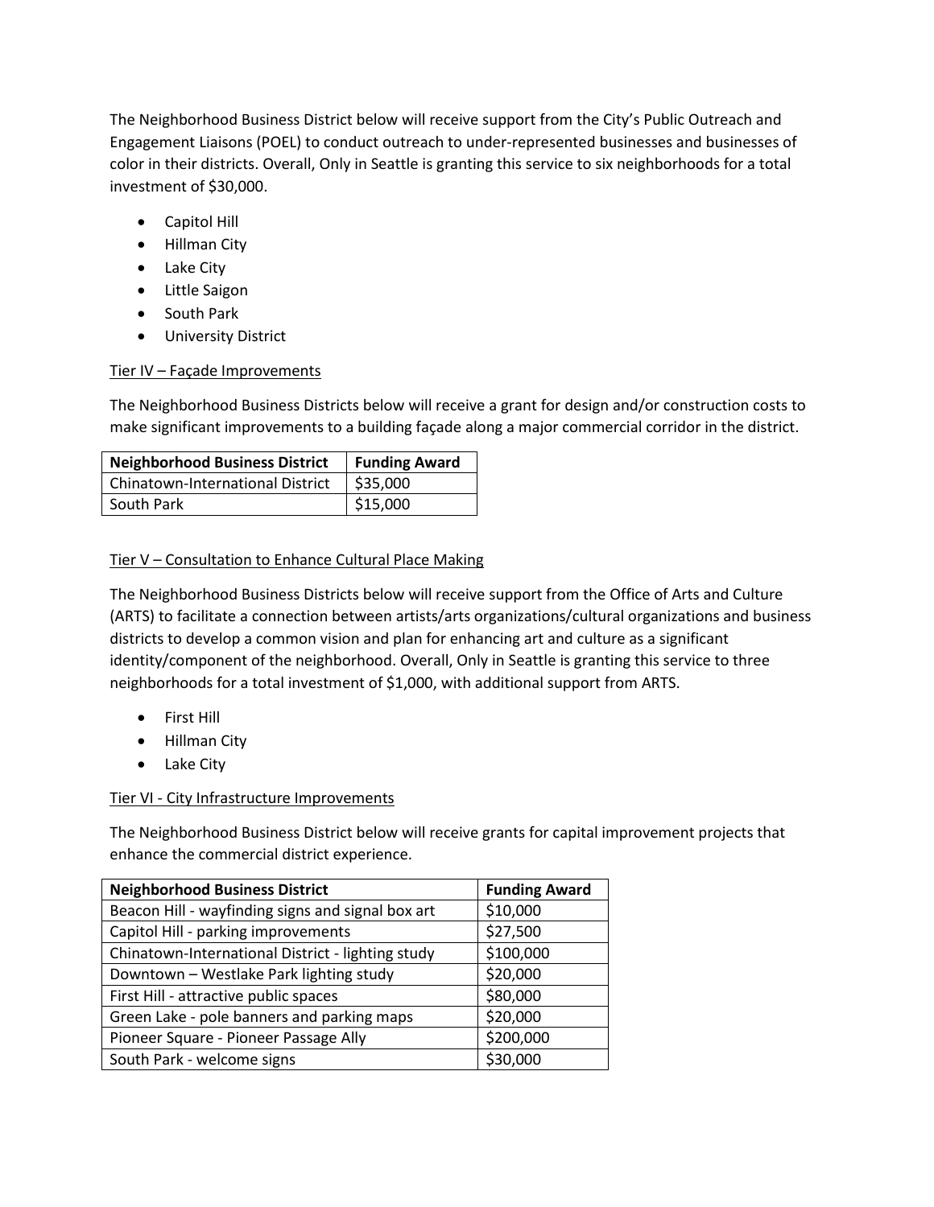The Neighborhood Business District below will receive support from the City's Public Outreach and Engagement Liaisons (POEL) to conduct outreach to under-represented businesses and businesses of color in their districts. Overall, Only in Seattle is granting this service to six neighborhoods for a total investment of $30,000.

- Capitol Hill
- Hillman City
- Lake City
- Little Saigon
- South Park
- University District

<u>Tier IV – Façade Improvements</u>

The Neighborhood Business Districts below will receive a grant for design and/or construction costs to make significant improvements to a building façade along a major commercial corridor in the district.

| Neighborhood Business District | Funding Award |
|---|---|
| Chinatown-International District | $35,000 |
| South Park | $15,000 |

<u>Tier V – Consultation to Enhance Cultural Place Making</u>

The Neighborhood Business Districts below will receive support from the Office of Arts and Culture (ARTS) to facilitate a connection between artists/arts organizations/cultural organizations and business districts to develop a common vision and plan for enhancing art and culture as a significant identity/component of the neighborhood. Overall, Only in Seattle is granting this service to three neighborhoods for a total investment of $1,000, with additional support from ARTS.

- First Hill
- Hillman City
- Lake City

<u>Tier VI - City Infrastructure Improvements</u>

The Neighborhood Business District below will receive grants for capital improvement projects that enhance the commercial district experience.

| Neighborhood Business District | Funding Award |
|---|---|
| Beacon Hill - wayfinding signs and signal box art | $10,000 |
| Capitol Hill - parking improvements | $27,500 |
| Chinatown-International District - lighting study | $100,000 |
| Downtown – Westlake Park lighting study | $20,000 |
| First Hill - attractive public spaces | $80,000 |
| Green Lake - pole banners and parking maps | $20,000 |
| Pioneer Square - Pioneer Passage Ally | $200,000 |
| South Park - welcome signs | $30,000 |